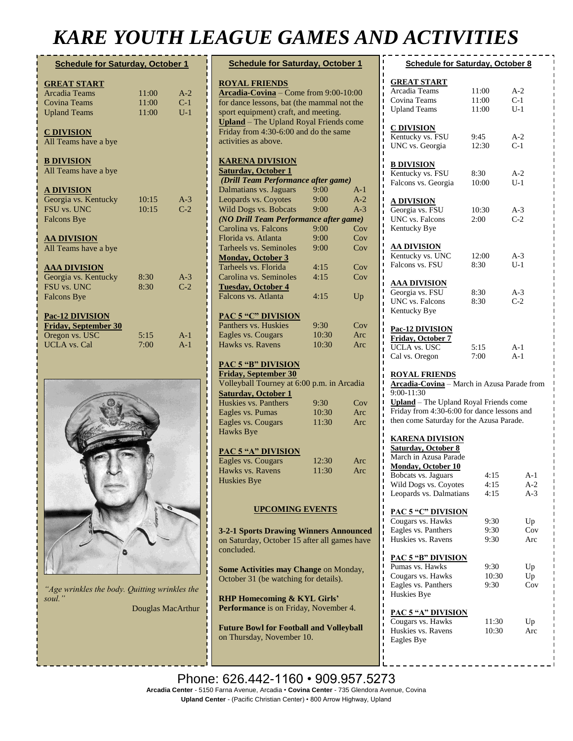# KARE YOUTH LEAGUE GAMES AND ACTIVITIES

## Schedule for Saturday, October 1

**GREAT START**

| | | |
|---|---|---|
| Arcadia Teams | 11:00 | A-2 |
| Covina Teams | 11:00 | C-1 |
| Upland Teams | 11:00 | U-1 |

**C DIVISION**

All Teams have a bye

**B DIVISION**

All Teams have a bye

**A DIVISION**

| | | |
|---|---|---|
| Georgia vs. Kentucky | 10:15 | A-3 |
| FSU vs. UNC | 10:15 | C-2 |
| Falcons Bye | | |

**AA DIVISION**

All Teams have a bye

**AAA DIVISION**

| | | |
|---|---|---|
| Georgia vs. Kentucky | 8:30 | A-3 |
| FSU vs. UNC | 8:30 | C-2 |
| Falcons Bye | | |

**Pac-12 DIVISION**

**Friday, September 30**

| | | |
|---|---|---|
| Oregon vs. USC | 5:15 | A-1 |
| UCLA vs. Cal | 7:00 | A-1 |

*"Age wrinkles the body. Quitting wrinkles the soul."*

Douglas MacArthur

## Schedule for Saturday, October 1

**ROYAL FRIENDS**

**Arcadia-Covina** – Come from 9:00-10:00 for dance lessons, bat (the mammal not the sport equipment) craft, and meeting.

**Upland** – The Upland Royal Friends come Friday from 4:30-6:00 and do the same activities as above.

**KARENA DIVISION**

**Saturday, October 1**

***(Drill Team Performance after game)***

| | | |
|---|---|---|
| Dalmatians vs. Jaguars | 9:00 | A-1 |
| Leopards vs. Coyotes | 9:00 | A-2 |
| Wild Dogs vs. Bobcats | 9:00 | A-3 |
| ***(NO Drill Team Performance after game)*** | | |
| Carolina vs. Falcons | 9:00 | Cov |
| Florida vs. Atlanta | 9:00 | Cov |
| Tarheels vs. Seminoles | 9:00 | Cov |
| **Monday, October 3** | | |
| Tarheels vs. Florida | 4:15 | Cov |
| Carolina vs. Seminoles | 4:15 | Cov |
| **Tuesday, October 4** | | |
| Falcons vs. Atlanta | 4:15 | Up |

**PAC 5 "C" DIVISION**

| | | |
|---|---|---|
| Panthers vs. Huskies | 9:30 | Cov |
| Eagles vs. Cougars | 10:30 | Arc |
| Hawks vs. Ravens | 10:30 | Arc |

**PAC 5 "B" DIVISION**

**Friday, September 30**

Volleyball Tourney at 6:00 p.m. in Arcadia

**Saturday, October 1**

| | | |
|---|---|---|
| Huskies vs. Panthers | 9:30 | Cov |
| Eagles vs. Pumas | 10:30 | Arc |
| Eagles vs. Cougars | 11:30 | Arc |
| Hawks Bye | | |

**PAC 5 "A" DIVISION**

| | | |
|---|---|---|
| Eagles vs. Cougars | 12:30 | Arc |
| Hawks vs. Ravens | 11:30 | Arc |
| Huskies Bye | | |

**UPCOMING EVENTS**

**3-2-1 Sports Drawing Winners Announced** on Saturday, October 15 after all games have concluded.

**Some Activities may Change** on Monday, October 31 (be watching for details).

**RHP Homecoming & KYL Girls' Performance** is on Friday, November 4.

**Future Bowl for Football and Volleyball** on Thursday, November 10.

## Schedule for Saturday, October 8

**GREAT START**

| | | |
|---|---|---|
| Arcadia Teams | 11:00 | A-2 |
| Covina Teams | 11:00 | C-1 |
| Upland Teams | 11:00 | U-1 |

**C DIVISION**

| | | |
|---|---|---|
| Kentucky vs. FSU | 9:45 | A-2 |
| UNC vs. Georgia | 12:30 | C-1 |

**B DIVISION**

| | | |
|---|---|---|
| Kentucky vs. FSU | 8:30 | A-2 |
| Falcons vs. Georgia | 10:00 | U-1 |

**A DIVISION**

| | | |
|---|---|---|
| Georgia vs. FSU | 10:30 | A-3 |
| UNC vs. Falcons | 2:00 | C-2 |
| Kentucky Bye | | |

**AA DIVISION**

| | | |
|---|---|---|
| Kentucky vs. UNC | 12:00 | A-3 |
| Falcons vs. FSU | 8:30 | U-1 |

**AAA DIVISION**

| | | |
|---|---|---|
| Georgia vs. FSU | 8:30 | A-3 |
| UNC vs. Falcons | 8:30 | C-2 |
| Kentucky Bye | | |

**Pac-12 DIVISION**

**Friday, October 7**

| | | |
|---|---|---|
| UCLA vs. USC | 5:15 | A-1 |
| Cal vs. Oregon | 7:00 | A-1 |

**ROYAL FRIENDS**

**Arcadia-Covina** – March in Azusa Parade from 9:00-11:30

**Upland** – The Upland Royal Friends come Friday from 4:30-6:00 for dance lessons and then come Saturday for the Azusa Parade.

**KARENA DIVISION**

**Saturday, October 8**

March in Azusa Parade

**Monday, October 10**

| | | |
|---|---|---|
| Bobcats vs. Jaguars | 4:15 | A-1 |
| Wild Dogs vs. Coyotes | 4:15 | A-2 |
| Leopards vs. Dalmatians | 4:15 | A-3 |

**PAC 5 "C" DIVISION**

| | | |
|---|---|---|
| Cougars vs. Hawks | 9:30 | Up |
| Eagles vs. Panthers | 9:30 | Cov |
| Huskies vs. Ravens | 9:30 | Arc |

**PAC 5 "B" DIVISION**

| | | |
|---|---|---|
| Pumas vs. Hawks | 9:30 | Up |
| Cougars vs. Hawks | 10:30 | Up |
| Eagles vs. Panthers | 9:30 | Cov |
| Huskies Bye | | |

**PAC 5 "A" DIVISION**

| | | |
|---|---|---|
| Cougars vs. Hawks | 11:30 | Up |
| Huskies vs. Ravens | 10:30 | Arc |
| Eagles Bye | | |

Phone: 626.442-1160 • 909.957.5273

**Arcadia Center** - 5150 Farna Avenue, Arcadia • **Covina Center** - 735 Glendora Avenue, Covina

**Upland Center** - (Pacific Christian Center) • 800 Arrow Highway, Upland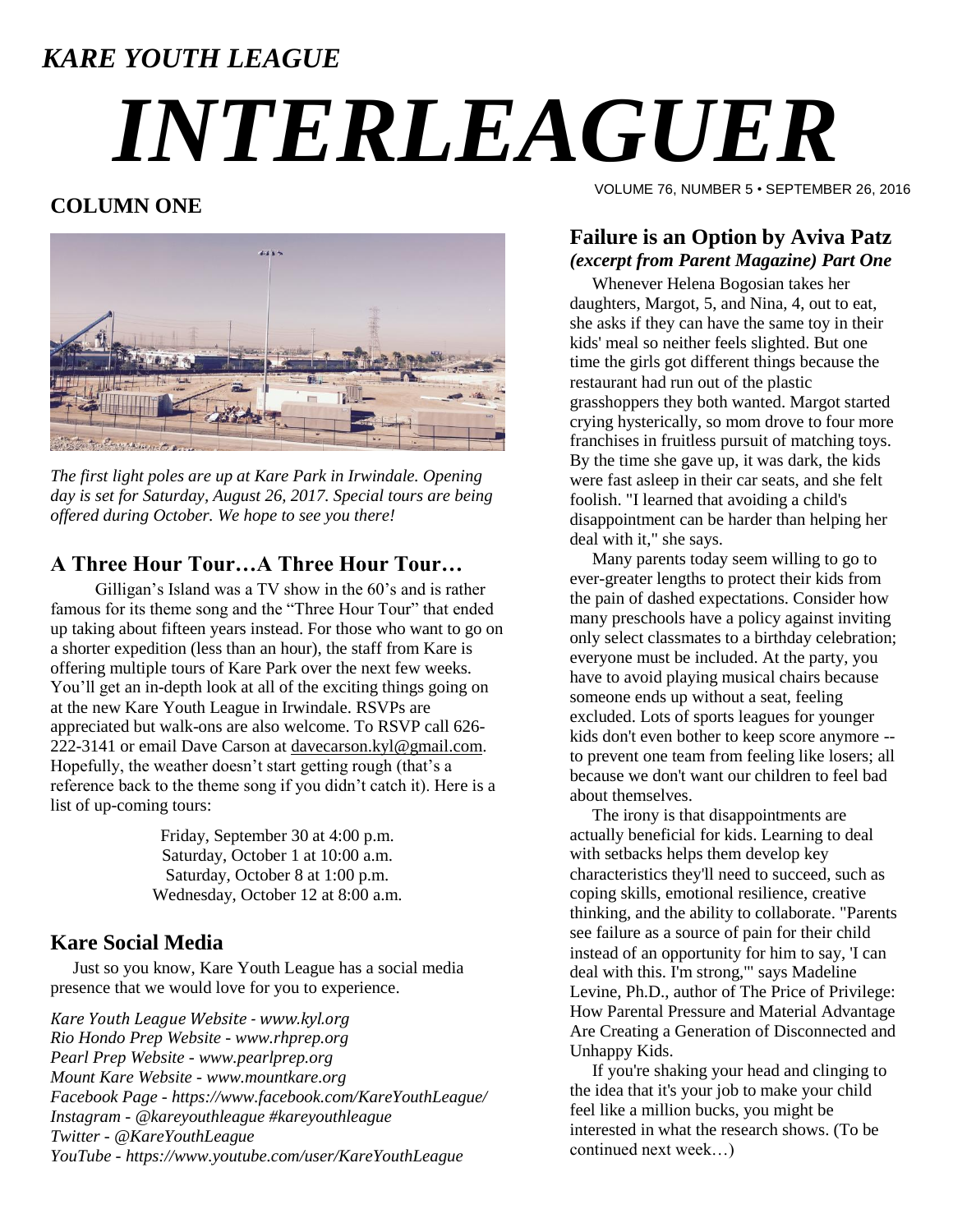*KARE YOUTH LEAGUE*

# *INTERLEAGUER*

VOLUME 76, NUMBER 5 • SEPTEMBER 26, 2016

## COLUMN ONE

*The first light poles are up at Kare Park in Irwindale. Opening day is set for Saturday, August 26, 2017. Special tours are being offered during October. We hope to see you there!*

### A Three Hour Tour…A Three Hour Tour…

Gilligan's Island was a TV show in the 60's and is rather famous for its theme song and the "Three Hour Tour" that ended up taking about fifteen years instead. For those who want to go on a shorter expedition (less than an hour), the staff from Kare is offering multiple tours of Kare Park over the next few weeks. You'll get an in-depth look at all of the exciting things going on at the new Kare Youth League in Irwindale. RSVPs are appreciated but walk-ons are also welcome. To RSVP call 626-222-3141 or email Dave Carson at davecarson.kyl@gmail.com. Hopefully, the weather doesn't start getting rough (that's a reference back to the theme song if you didn't catch it). Here is a list of up-coming tours:

Friday, September 30 at 4:00 p.m.
Saturday, October 1 at 10:00 a.m.
Saturday, October 8 at 1:00 p.m.
Wednesday, October 12 at 8:00 a.m.

### Kare Social Media

Just so you know, Kare Youth League has a social media presence that we would love for you to experience.

*Kare Youth League Website - www.kyl.org*
*Rio Hondo Prep Website - www.rhprep.org*
*Pearl Prep Website - www.pearlprep.org*
*Mount Kare Website - www.mountkare.org*
*Facebook Page - https://www.facebook.com/KareYouthLeague/*
*Instagram - @kareyouthleague #kareyouthleague*
*Twitter - @KareYouthLeague*
*YouTube - https://www.youtube.com/user/KareYouthLeague*

### Failure is an Option by Aviva Patz
***(excerpt from Parent Magazine) Part One***

Whenever Helena Bogosian takes her daughters, Margot, 5, and Nina, 4, out to eat, she asks if they can have the same toy in their kids' meal so neither feels slighted. But one time the girls got different things because the restaurant had run out of the plastic grasshoppers they both wanted. Margot started crying hysterically, so mom drove to four more franchises in fruitless pursuit of matching toys. By the time she gave up, it was dark, the kids were fast asleep in their car seats, and she felt foolish. "I learned that avoiding a child's disappointment can be harder than helping her deal with it," she says.

Many parents today seem willing to go to ever-greater lengths to protect their kids from the pain of dashed expectations. Consider how many preschools have a policy against inviting only select classmates to a birthday celebration; everyone must be included. At the party, you have to avoid playing musical chairs because someone ends up without a seat, feeling excluded. Lots of sports leagues for younger kids don't even bother to keep score anymore -- to prevent one team from feeling like losers; all because we don't want our children to feel bad about themselves.

The irony is that disappointments are actually beneficial for kids. Learning to deal with setbacks helps them develop key characteristics they'll need to succeed, such as coping skills, emotional resilience, creative thinking, and the ability to collaborate. "Parents see failure as a source of pain for their child instead of an opportunity for him to say, 'I can deal with this. I'm strong,'" says Madeline Levine, Ph.D., author of The Price of Privilege: How Parental Pressure and Material Advantage Are Creating a Generation of Disconnected and Unhappy Kids.

If you're shaking your head and clinging to the idea that it's your job to make your child feel like a million bucks, you might be interested in what the research shows. (To be continued next week…)